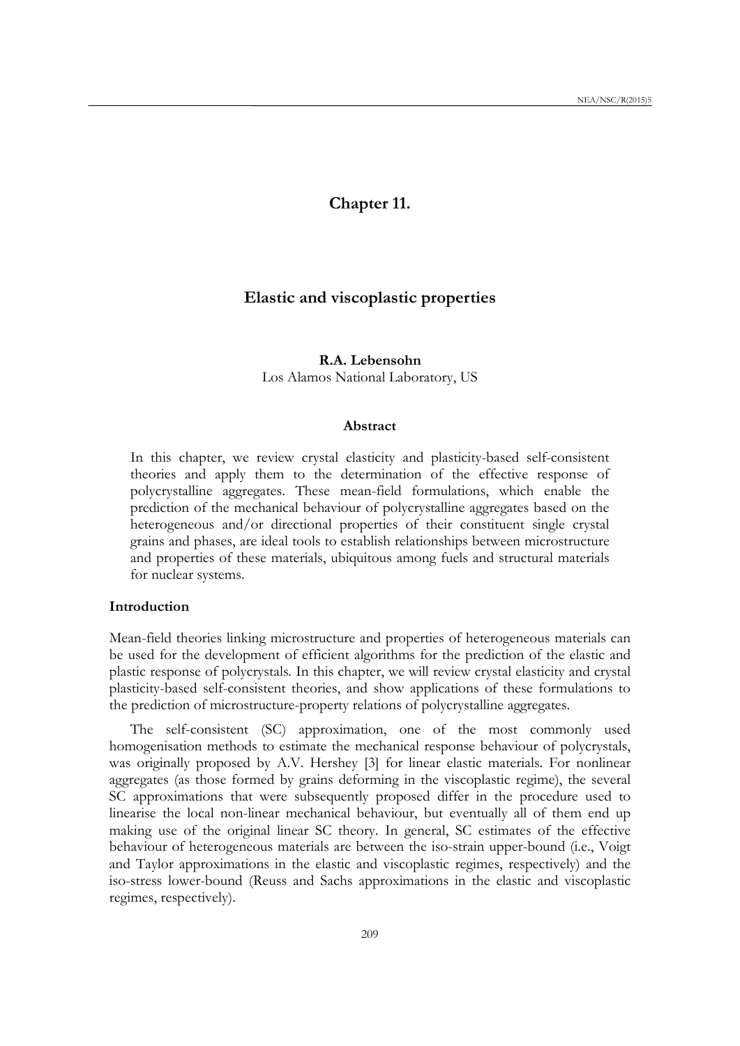# Chapter 11.

## Elastic and viscoplastic properties

**R.A. Lebensohn**
Los Alamos National Laboratory, US

### Abstract

In this chapter, we review crystal elasticity and plasticity-based self-consistent theories and apply them to the determination of the effective response of polycrystalline aggregates. These mean-field formulations, which enable the prediction of the mechanical behaviour of polycrystalline aggregates based on the heterogeneous and/or directional properties of their constituent single crystal grains and phases, are ideal tools to establish relationships between microstructure and properties of these materials, ubiquitous among fuels and structural materials for nuclear systems.

### Introduction

Mean-field theories linking microstructure and properties of heterogeneous materials can be used for the development of efficient algorithms for the prediction of the elastic and plastic response of polycrystals. In this chapter, we will review crystal elasticity and crystal plasticity-based self-consistent theories, and show applications of these formulations to the prediction of microstructure-property relations of polycrystalline aggregates.

The self-consistent (SC) approximation, one of the most commonly used homogenisation methods to estimate the mechanical response behaviour of polycrystals, was originally proposed by A.V. Hershey [3] for linear elastic materials. For nonlinear aggregates (as those formed by grains deforming in the viscoplastic regime), the several SC approximations that were subsequently proposed differ in the procedure used to linearise the local non-linear mechanical behaviour, but eventually all of them end up making use of the original linear SC theory. In general, SC estimates of the effective behaviour of heterogeneous materials are between the iso-strain upper-bound (i.e., Voigt and Taylor approximations in the elastic and viscoplastic regimes, respectively) and the iso-stress lower-bound (Reuss and Sachs approximations in the elastic and viscoplastic regimes, respectively).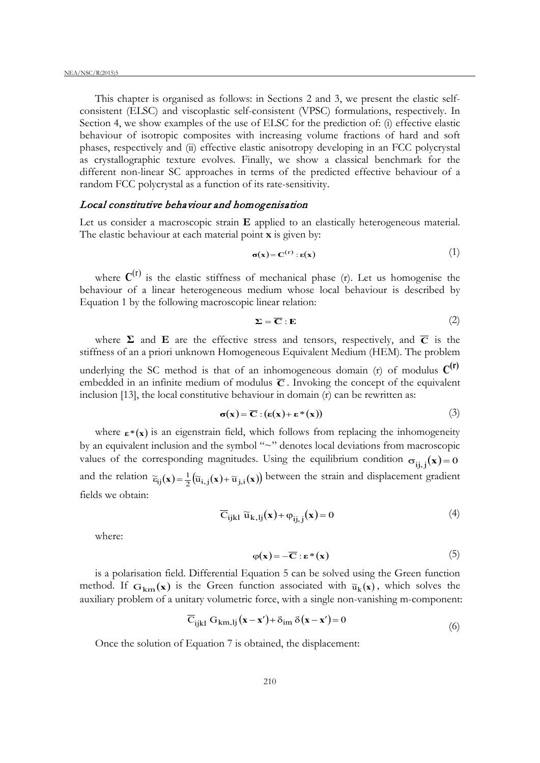This chapter is organised as follows: in Sections 2 and 3, we present the elastic self-consistent (ELSC) and viscoplastic self-consistent (VPSC) formulations, respectively. In Section 4, we show examples of the use of ELSC for the prediction of: (i) effective elastic behaviour of isotropic composites with increasing volume fractions of hard and soft phases, respectively and (ii) effective elastic anisotropy developing in an FCC polycrystal as crystallographic texture evolves. Finally, we show a classical benchmark for the different non-linear SC approaches in terms of the predicted effective behaviour of a random FCC polycrystal as a function of its rate-sensitivity.

### *Local constitutive behaviour and homogenisation*

Let us consider a macroscopic strain $\mathbf{E}$ applied to an elastically heterogeneous material. The elastic behaviour at each material point $\mathbf{x}$ is given by:

$$\boldsymbol{\sigma}(\mathbf{x}) = \mathbf{C}^{(r)} : \boldsymbol{\varepsilon}(\mathbf{x}) \tag{1}$$

where $\mathbf{C}^{(r)}$ is the elastic stiffness of mechanical phase (r). Let us homogenise the behaviour of a linear heterogeneous medium whose local behaviour is described by Equation 1 by the following macroscopic linear relation:

$$\boldsymbol{\Sigma} = \overline{\mathbf{C}} : \mathbf{E} \tag{2}$$

where $\boldsymbol{\Sigma}$ and $\mathbf{E}$ are the effective stress and tensors, respectively, and $\overline{\mathbf{C}}$ is the stiffness of an a priori unknown Homogeneous Equivalent Medium (HEM). The problem underlying the SC method is that of an inhomogeneous domain (r) of modulus $\mathbf{C}^{(r)}$ embedded in an infinite medium of modulus $\overline{\mathbf{C}}$. Invoking the concept of the equivalent inclusion [13], the local constitutive behaviour in domain (r) can be rewritten as:

$$\boldsymbol{\sigma}(\mathbf{x}) = \overline{\mathbf{C}} : (\boldsymbol{\varepsilon}(\mathbf{x}) + \boldsymbol{\varepsilon}^*(\mathbf{x})) \tag{3}$$

where $\boldsymbol{\varepsilon}^*(\mathbf{x})$ is an eigenstrain field, which follows from replacing the inhomogeneity by an equivalent inclusion and the symbol "~" denotes local deviations from macroscopic values of the corresponding magnitudes. Using the equilibrium condition $\sigma_{ij,j}(\mathbf{x}) = 0$ and the relation $\tilde{\varepsilon}_{ij}(\mathbf{x}) = \frac{1}{2}\left(\tilde{u}_{i,j}(\mathbf{x}) + \tilde{u}_{j,i}(\mathbf{x})\right)$ between the strain and displacement gradient fields we obtain:

$$\overline{C}_{ijkl}\, \tilde{u}_{k,lj}(\mathbf{x}) + \varphi_{ij,j}(\mathbf{x}) = 0 \tag{4}$$

where:

$$\varphi(\mathbf{x}) = -\overline{\mathbf{C}} : \boldsymbol{\varepsilon}^*(\mathbf{x}) \tag{5}$$

is a polarisation field. Differential Equation 5 can be solved using the Green function method. If $G_{km}(\mathbf{x})$ is the Green function associated with $\tilde{u}_k(\mathbf{x})$, which solves the auxiliary problem of a unitary volumetric force, with a single non-vanishing m-component:

$$\overline{C}_{ijkl}\, G_{km,lj}(\mathbf{x} - \mathbf{x}') + \delta_{im}\, \delta(\mathbf{x} - \mathbf{x}') = 0 \tag{6}$$

Once the solution of Equation 7 is obtained, the displacement: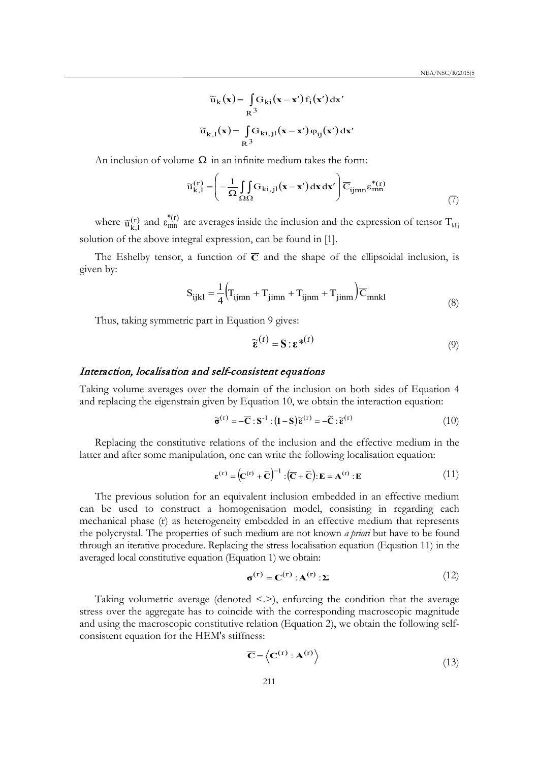$$\widetilde{u}_k(\mathbf{x}) = \int_{R^3} G_{ki}(\mathbf{x}-\mathbf{x}')\, f_i(\mathbf{x}')\, dx'$$

$$\widetilde{u}_{k,l}(\mathbf{x}) = \int_{R^3} G_{ki,jl}(\mathbf{x}-\mathbf{x}')\, \varphi_{ij}(\mathbf{x}')\, d\mathbf{x}'$$

An inclusion of volume $\Omega$ in an infinite medium takes the form:

$$\widetilde{u}_{k,l}^{(r)} = \left( -\frac{1}{\Omega} \int_{\Omega} \int_{\Omega} G_{ki,jl}(\mathbf{x}-\mathbf{x}')\, d\mathbf{x}\, d\mathbf{x}' \right) \overline{C}_{ijmn} \varepsilon_{mn}^{*(r)} \tag{7}$$

where $\widetilde{u}_{k,l}^{(r)}$ and $\varepsilon_{mn}^{*(r)}$ are averages inside the inclusion and the expression of tensor $T_{klij}$ solution of the above integral expression, can be found in [1].

The Eshelby tensor, a function of $\overline{\mathbf{C}}$ and the shape of the ellipsoidal inclusion, is given by:

$$S_{ijkl} = \frac{1}{4}\left( T_{ijmn} + T_{jimn} + T_{ijnm} + T_{jinm} \right) \overline{C}_{mnkl} \tag{8}$$

Thus, taking symmetric part in Equation 9 gives:

$$\widetilde{\boldsymbol{\varepsilon}}^{(r)} = \mathbf{S} : \boldsymbol{\varepsilon}^{*(r)} \tag{9}$$

### *Interaction, localisation and self-consistent equations*

Taking volume averages over the domain of the inclusion on both sides of Equation 4 and replacing the eigenstrain given by Equation 10, we obtain the interaction equation:

$$\widetilde{\boldsymbol{\sigma}}^{(r)} = -\overline{\mathbf{C}} : \mathbf{S}^{-1} : (\mathbf{I} - \mathbf{S}) \widetilde{\boldsymbol{\varepsilon}}^{(r)} = -\widetilde{\mathbf{C}} : \widetilde{\boldsymbol{\varepsilon}}^{(r)} \tag{10}$$

Replacing the constitutive relations of the inclusion and the effective medium in the latter and after some manipulation, one can write the following localisation equation:

$$\boldsymbol{\varepsilon}^{(r)} = \left( \mathbf{C}^{(r)} + \widetilde{\mathbf{C}} \right)^{-1} : \left( \overline{\mathbf{C}} + \widetilde{\mathbf{C}} \right) : \mathbf{E} = \mathbf{A}^{(r)} : \mathbf{E} \tag{11}$$

The previous solution for an equivalent inclusion embedded in an effective medium can be used to construct a homogenisation model, consisting in regarding each mechanical phase (r) as heterogeneity embedded in an effective medium that represents the polycrystal. The properties of such medium are not known *a priori* but have to be found through an iterative procedure. Replacing the stress localisation equation (Equation 11) in the averaged local constitutive equation (Equation 1) we obtain:

$$\boldsymbol{\sigma}^{(r)} = \mathbf{C}^{(r)} : \mathbf{A}^{(r)} : \boldsymbol{\Sigma} \tag{12}$$

Taking volumetric average (denoted <.>), enforcing the condition that the average stress over the aggregate has to coincide with the corresponding macroscopic magnitude and using the macroscopic constitutive relation (Equation 2), we obtain the following self-consistent equation for the HEM's stiffness:

$$\overline{\mathbf{C}} = \left\langle \mathbf{C}^{(r)} : \mathbf{A}^{(r)} \right\rangle \tag{13}$$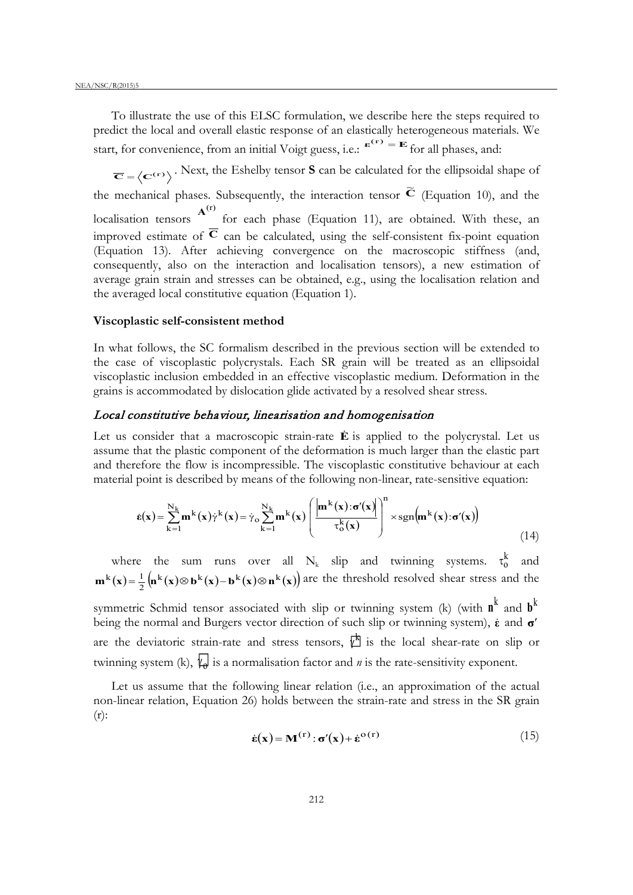To illustrate the use of this ELSC formulation, we describe here the steps required to predict the local and overall elastic response of an elastically heterogeneous materials. We start, for convenience, from an initial Voigt guess, i.e.: $\boldsymbol{\varepsilon}^{(\mathbf{r})} = \mathbf{E}$ for all phases, and: $\overline{\mathbf{C}} = \langle \mathbf{C}^{(\mathbf{r})} \rangle$. Next, the Eshelby tensor **S** can be calculated for the ellipsoidal shape of the mechanical phases. Subsequently, the interaction tensor $\widetilde{\mathbf{C}}$ (Equation 10), and the localisation tensors $\mathbf{A}^{(\mathbf{r})}$ for each phase (Equation 11), are obtained. With these, an improved estimate of $\overline{\mathbf{C}}$ can be calculated, using the self-consistent fix-point equation (Equation 13). After achieving convergence on the macroscopic stiffness (and, consequently, also on the interaction and localisation tensors), a new estimation of average grain strain and stresses can be obtained, e.g., using the localisation relation and the averaged local constitutive equation (Equation 1).

**Viscoplastic self-consistent method**

In what follows, the SC formalism described in the previous section will be extended to the case of viscoplastic polycrystals. Each SR grain will be treated as an ellipsoidal viscoplastic inclusion embedded in an effective viscoplastic medium. Deformation in the grains is accommodated by dislocation glide activated by a resolved shear stress.

*Local constitutive behaviour, linearisation and homogenisation*

Let us consider that a macroscopic strain-rate $\dot{\mathbf{E}}$ is applied to the polycrystal. Let us assume that the plastic component of the deformation is much larger than the elastic part and therefore the flow is incompressible. The viscoplastic constitutive behaviour at each material point is described by means of the following non-linear, rate-sensitive equation:

$$\dot{\boldsymbol{\varepsilon}}(\mathbf{x}) = \sum_{k=1}^{N_k} \mathbf{m}^k(\mathbf{x})\dot{\gamma}^k(\mathbf{x}) = \dot{\gamma}_o \sum_{k=1}^{N_k} \mathbf{m}^k(\mathbf{x}) \left( \frac{\left|\mathbf{m}^k(\mathbf{x}):\boldsymbol{\sigma}'(\mathbf{x})\right|}{\tau_o^k(\mathbf{x})} \right)^n \times \operatorname{sgn}\left(\mathbf{m}^k(\mathbf{x}):\boldsymbol{\sigma}'(\mathbf{x})\right) \tag{14}$$

where the sum runs over all $N_k$ slip and twinning systems. $\tau_0^k$ and $\mathbf{m}^k(\mathbf{x}) = \frac{1}{2}\left(\mathbf{n}^k(\mathbf{x}) \otimes \mathbf{b}^k(\mathbf{x}) - \mathbf{b}^k(\mathbf{x}) \otimes \mathbf{n}^k(\mathbf{x})\right)$ are the threshold resolved shear stress and the symmetric Schmid tensor associated with slip or twinning system (k) (with $\mathbf{n}^k$ and $\mathbf{b}^k$ being the normal and Burgers vector direction of such slip or twinning system), $\dot{\boldsymbol{\varepsilon}}$ and $\boldsymbol{\sigma}'$ are the deviatoric strain-rate and stress tensors, $\dot{\gamma}^k$ is the local shear-rate on slip or twinning system (k), $\dot{\gamma}_0$ is a normalisation factor and *n* is the rate-sensitivity exponent.

Let us assume that the following linear relation (i.e., an approximation of the actual non-linear relation, Equation 26) holds between the strain-rate and stress in the SR grain (r):

$$\dot{\boldsymbol{\varepsilon}}(\mathbf{x}) = \mathbf{M}^{(\mathbf{r})} : \boldsymbol{\sigma}'(\mathbf{x}) + \dot{\boldsymbol{\varepsilon}}^{\mathbf{o}(\mathbf{r})} \tag{15}$$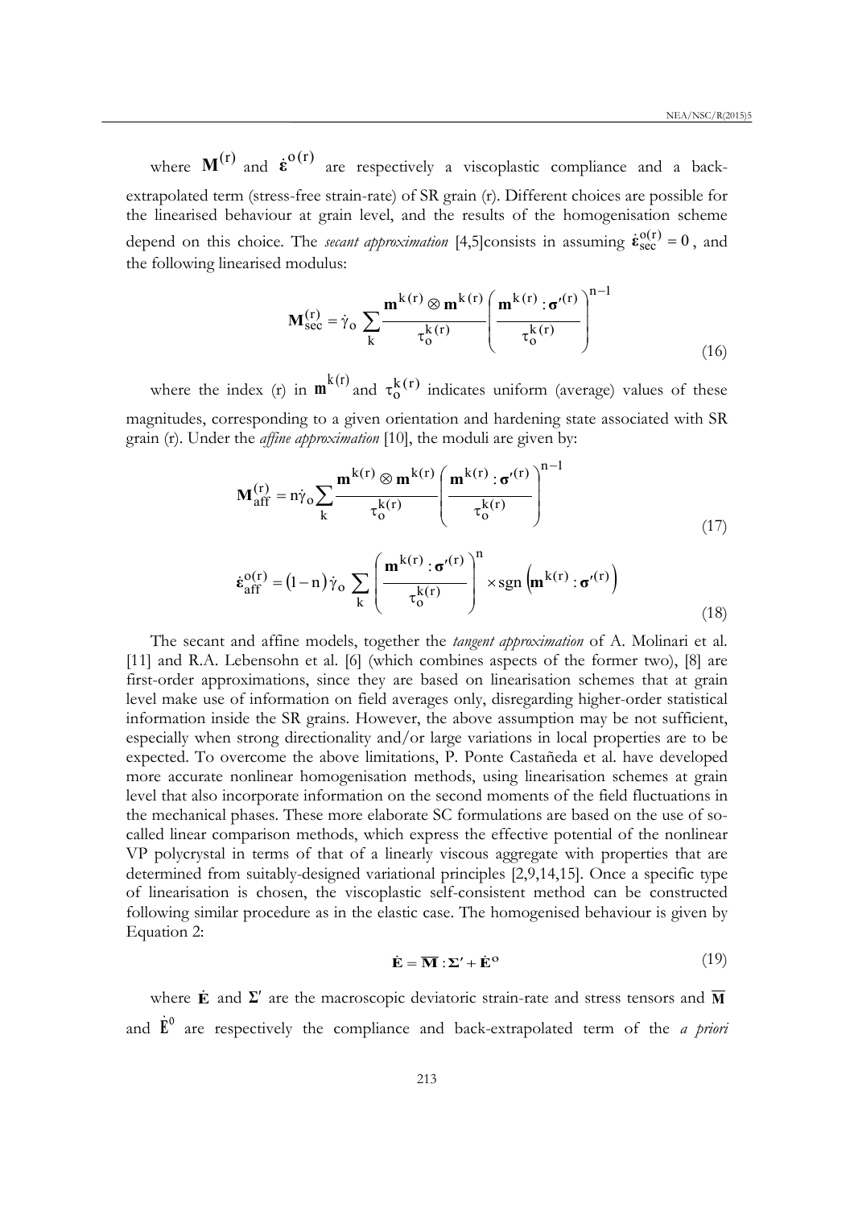where $\mathbf{M}^{(r)}$ and $\dot{\boldsymbol{\varepsilon}}^{o(r)}$ are respectively a viscoplastic compliance and a back-extrapolated term (stress-free strain-rate) of SR grain (r). Different choices are possible for the linearised behaviour at grain level, and the results of the homogenisation scheme depend on this choice. The *secant approximation* [4,5]consists in assuming $\dot{\boldsymbol{\varepsilon}}_{\text{sec}}^{o(r)} = 0$, and the following linearised modulus:

$$\mathbf{M}_{\text{sec}}^{(r)} = \dot{\gamma}_o \sum_k \frac{\mathbf{m}^{k(r)} \otimes \mathbf{m}^{k(r)}}{\tau_o^{k(r)}} \left( \frac{\mathbf{m}^{k(r)} : \boldsymbol{\sigma}'^{(r)}}{\tau_o^{k(r)}} \right)^{n-1} \tag{16}$$

where the index (r) in $\mathbf{m}^{k(r)}$ and $\tau_o^{k(r)}$ indicates uniform (average) values of these magnitudes, corresponding to a given orientation and hardening state associated with SR grain (r). Under the *affine approximation* [10], the moduli are given by:

$$\mathbf{M}_{\text{aff}}^{(r)} = n\dot{\gamma}_o \sum_k \frac{\mathbf{m}^{k(r)} \otimes \mathbf{m}^{k(r)}}{\tau_o^{k(r)}} \left( \frac{\mathbf{m}^{k(r)} : \boldsymbol{\sigma}'^{(r)}}{\tau_o^{k(r)}} \right)^{n-1} \tag{17}$$

$$\dot{\boldsymbol{\varepsilon}}_{\text{aff}}^{o(r)} = (1-n)\,\dot{\gamma}_o \sum_k \left( \frac{\mathbf{m}^{k(r)} : \boldsymbol{\sigma}'^{(r)}}{\tau_o^{k(r)}} \right)^{n} \times \text{sgn}\left( \mathbf{m}^{k(r)} : \boldsymbol{\sigma}'^{(r)} \right) \tag{18}$$

The secant and affine models, together the *tangent approximation* of A. Molinari et al. [11] and R.A. Lebensohn et al. [6] (which combines aspects of the former two), [8] are first-order approximations, since they are based on linearisation schemes that at grain level make use of information on field averages only, disregarding higher-order statistical information inside the SR grains. However, the above assumption may be not sufficient, especially when strong directionality and/or large variations in local properties are to be expected. To overcome the above limitations, P. Ponte Castañeda et al. have developed more accurate nonlinear homogenisation methods, using linearisation schemes at grain level that also incorporate information on the second moments of the field fluctuations in the mechanical phases. These more elaborate SC formulations are based on the use of so-called linear comparison methods, which express the effective potential of the nonlinear VP polycrystal in terms of that of a linearly viscous aggregate with properties that are determined from suitably-designed variational principles [2,9,14,15]. Once a specific type of linearisation is chosen, the viscoplastic self-consistent method can be constructed following similar procedure as in the elastic case. The homogenised behaviour is given by Equation 2:

$$\dot{\mathbf{E}} = \overline{\mathbf{M}} : \boldsymbol{\Sigma}' + \dot{\mathbf{E}}^{o} \tag{19}$$

where $\dot{\mathbf{E}}$ and $\boldsymbol{\Sigma}'$ are the macroscopic deviatoric strain-rate and stress tensors and $\overline{\mathbf{M}}$ and $\dot{\mathbf{E}}^{0}$ are respectively the compliance and back-extrapolated term of the *a priori*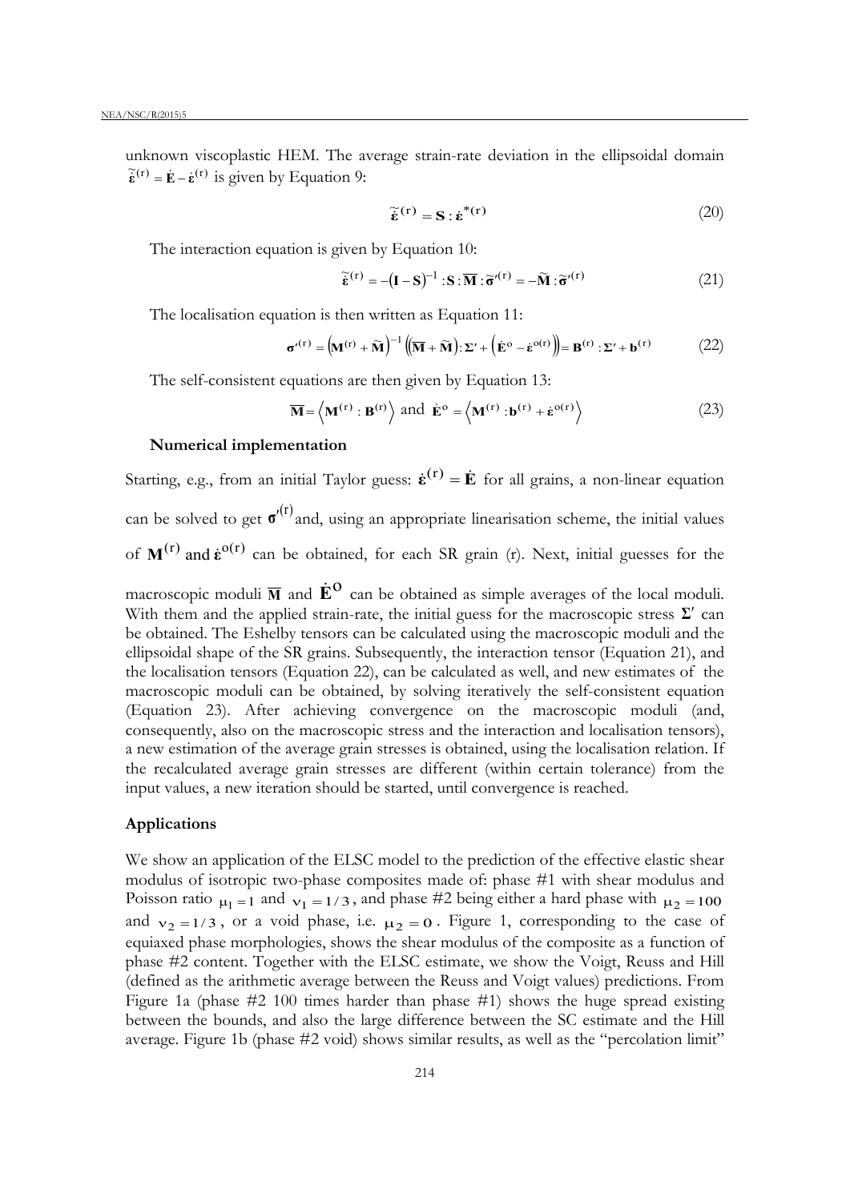unknown viscoplastic HEM. The average strain-rate deviation in the ellipsoidal domain $\tilde{\dot{\boldsymbol{\varepsilon}}}^{(r)} = \dot{\mathbf{E}} - \dot{\boldsymbol{\varepsilon}}^{(r)}$ is given by Equation 9:

$$\tilde{\dot{\boldsymbol{\varepsilon}}}^{(r)} = \mathbf{S} : \dot{\boldsymbol{\varepsilon}}^{*(r)} \tag{20}$$

The interaction equation is given by Equation 10:

$$\tilde{\dot{\boldsymbol{\varepsilon}}}^{(r)} = -(\mathbf{I} - \mathbf{S})^{-1} : \mathbf{S} : \overline{\mathbf{M}} : \tilde{\boldsymbol{\sigma}}'^{(r)} = -\widetilde{\mathbf{M}} : \tilde{\boldsymbol{\sigma}}'^{(r)} \tag{21}$$

The localisation equation is then written as Equation 11:

$$\boldsymbol{\sigma}'^{(r)} = \left(\mathbf{M}^{(r)} + \widetilde{\mathbf{M}}\right)^{-1} \left(\left(\overline{\mathbf{M}} + \widetilde{\mathbf{M}}\right) : \boldsymbol{\Sigma}' + \left(\dot{\mathbf{E}}^{o} - \dot{\boldsymbol{\varepsilon}}^{o(r)}\right)\right) = \mathbf{B}^{(r)} : \boldsymbol{\Sigma}' + \mathbf{b}^{(r)} \tag{22}$$

The self-consistent equations are then given by Equation 13:

$$\overline{\mathbf{M}} = \left\langle \mathbf{M}^{(r)} : \mathbf{B}^{(r)} \right\rangle \text{ and } \dot{\mathbf{E}}^{o} = \left\langle \mathbf{M}^{(r)} : \mathbf{b}^{(r)} + \dot{\boldsymbol{\varepsilon}}^{o(r)} \right\rangle \tag{23}$$

**Numerical implementation**

Starting, e.g., from an initial Taylor guess: $\dot{\boldsymbol{\varepsilon}}^{(r)} = \dot{\mathbf{E}}$ for all grains, a non-linear equation can be solved to get $\boldsymbol{\sigma}'^{(r)}$ and, using an appropriate linearisation scheme, the initial values of $\mathbf{M}^{(r)}$ and $\dot{\boldsymbol{\varepsilon}}^{o(r)}$ can be obtained, for each SR grain (r). Next, initial guesses for the macroscopic moduli $\overline{\mathbf{M}}$ and $\dot{\mathbf{E}}^{o}$ can be obtained as simple averages of the local moduli. With them and the applied strain-rate, the initial guess for the macroscopic stress $\boldsymbol{\Sigma}'$ can be obtained. The Eshelby tensors can be calculated using the macroscopic moduli and the ellipsoidal shape of the SR grains. Subsequently, the interaction tensor (Equation 21), and the localisation tensors (Equation 22), can be calculated as well, and new estimates of the macroscopic moduli can be obtained, by solving iteratively the self-consistent equation (Equation 23). After achieving convergence on the macroscopic moduli (and, consequently, also on the macroscopic stress and the interaction and localisation tensors), a new estimation of the average grain stresses is obtained, using the localisation relation. If the recalculated average grain stresses are different (within certain tolerance) from the input values, a new iteration should be started, until convergence is reached.

## Applications

We show an application of the ELSC model to the prediction of the effective elastic shear modulus of isotropic two-phase composites made of: phase #1 with shear modulus and Poisson ratio $\mu_1 = 1$ and $\nu_1 = 1/3$, and phase #2 being either a hard phase with $\mu_2 = 100$ and $\nu_2 = 1/3$, or a void phase, i.e. $\mu_2 = 0$. Figure 1, corresponding to the case of equiaxed phase morphologies, shows the shear modulus of the composite as a function of phase #2 content. Together with the ELSC estimate, we show the Voigt, Reuss and Hill (defined as the arithmetic average between the Reuss and Voigt values) predictions. From Figure 1a (phase #2 100 times harder than phase #1) shows the huge spread existing between the bounds, and also the large difference between the SC estimate and the Hill average. Figure 1b (phase #2 void) shows similar results, as well as the "percolation limit"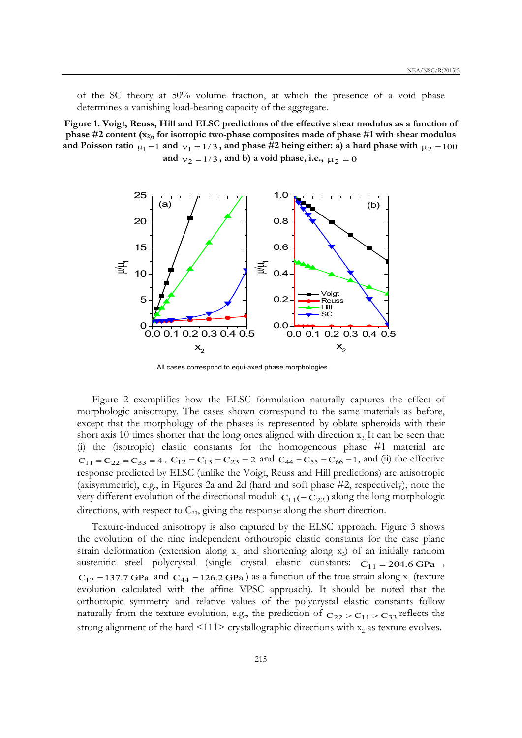of the SC theory at 50% volume fraction, at which the presence of a void phase determines a vanishing load-bearing capacity of the aggregate.

**Figure 1. Voigt, Reuss, Hill and ELSC predictions of the effective shear modulus as a function of phase #2 content ($x_2$), for isotropic two-phase composites made of phase #1 with shear modulus and Poisson ratio $\mu_1 = 1$ and $\nu_1 = 1/3$, and phase #2 being either: a) a hard phase with $\mu_2 = 100$ and $\nu_2 = 1/3$, and b) a void phase, i.e., $\mu_2 = 0$**

All cases correspond to equi-axed phase morphologies.

Figure 2 exemplifies how the ELSC formulation naturally captures the effect of morphologic anisotropy. The cases shown correspond to the same materials as before, except that the morphology of the phases is represented by oblate spheroids with their short axis 10 times shorter that the long ones aligned with direction $x_3$. It can be seen that: (i) the (isotropic) elastic constants for the homogeneous phase #1 material are $C_{11} = C_{22} = C_{33} = 4$, $C_{12} = C_{13} = C_{23} = 2$ and $C_{44} = C_{55} = C_{66} = 1$, and (ii) the effective response predicted by ELSC (unlike the Voigt, Reuss and Hill predictions) are anisotropic (axisymmetric), e.g., in Figures 2a and 2d (hard and soft phase #2, respectively), note the very different evolution of the directional moduli $C_{11}(= C_{22})$ along the long morphologic directions, with respect to $C_{33}$, giving the response along the short direction.

Texture-induced anisotropy is also captured by the ELSC approach. Figure 3 shows the evolution of the nine independent orthotropic elastic constants for the case plane strain deformation (extension along $x_1$ and shortening along $x_3$) of an initially random austenitic steel polycrystal (single crystal elastic constants: $C_{11} = 204.6$ GPa, $C_{12} = 137.7$ GPa and $C_{44} = 126.2$ GPa) as a function of the true strain along $x_1$ (texture evolution calculated with the affine VPSC approach). It should be noted that the orthotropic symmetry and relative values of the polycrystal elastic constants follow naturally from the texture evolution, e.g., the prediction of $C_{22} > C_{11} > C_{33}$ reflects the strong alignment of the hard <111> crystallographic directions with $x_2$ as texture evolves.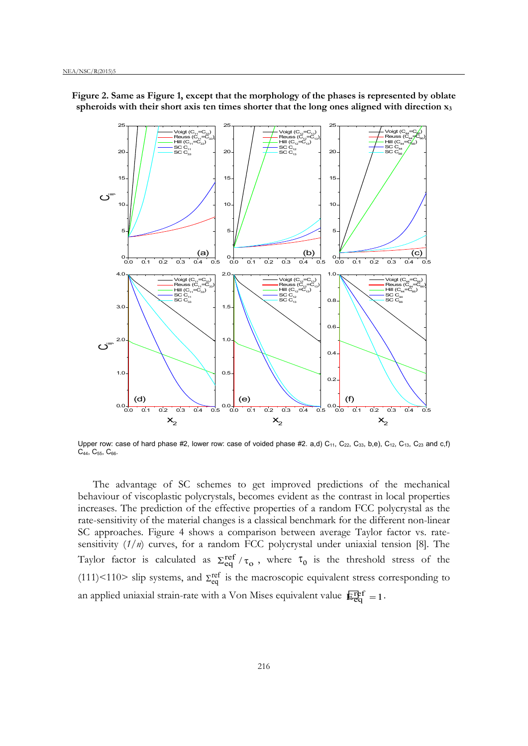**Figure 2. Same as Figure 1, except that the morphology of the phases is represented by oblate spheroids with their short axis ten times shorter that the long ones aligned with direction $x_3$**

Upper row: case of hard phase #2, lower row: case of voided phase #2. a,d) $C_{11}$, $C_{22}$, $C_{33}$, b,e), $C_{12}$, $C_{13}$, $C_{23}$ and c,f) $C_{44}$, $C_{55}$, $C_{66}$.

The advantage of SC schemes to get improved predictions of the mechanical behaviour of viscoplastic polycrystals, becomes evident as the contrast in local properties increases. The prediction of the effective properties of a random FCC polycrystal as the rate-sensitivity of the material changes is a classical benchmark for the different non-linear SC approaches. Figure 4 shows a comparison between average Taylor factor vs. rate-sensitivity (*1/n*) curves, for a random FCC polycrystal under uniaxial tension [8]. The Taylor factor is calculated as $\Sigma_{eq}^{ref} / \tau_o$, where $\tau_0$ is the threshold stress of the (111)<110> slip systems, and $\Sigma_{eq}^{ref}$ is the macroscopic equivalent stress corresponding to an applied uniaxial strain-rate with a Von Mises equivalent value $E_{eq}^{ref} = 1$.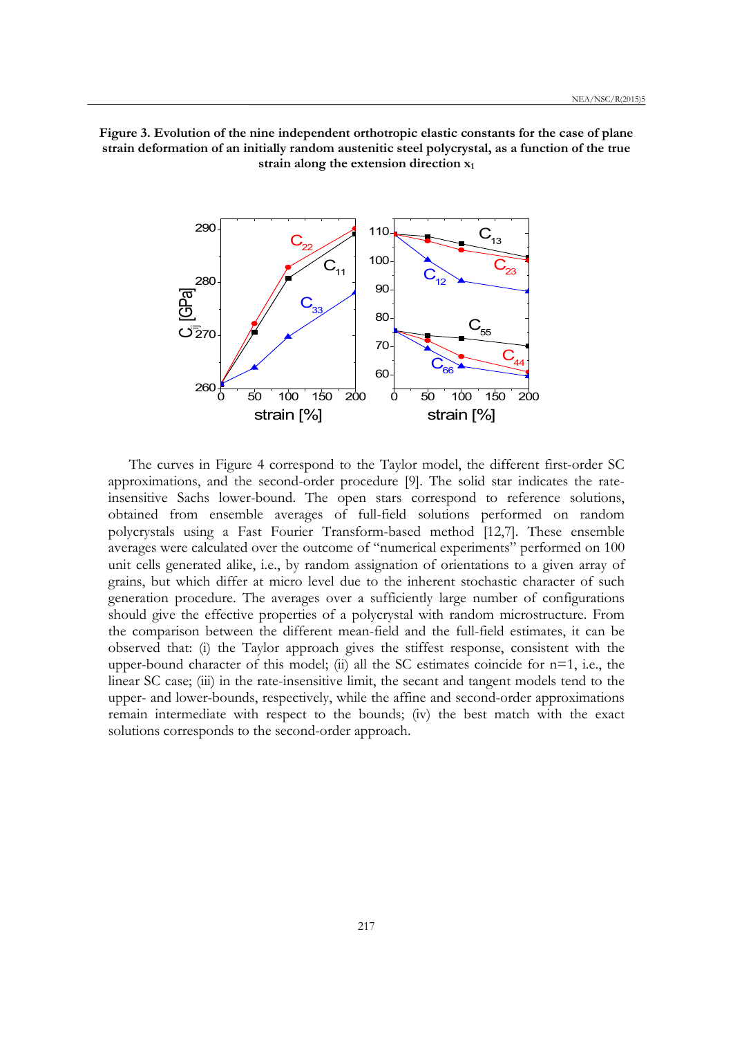**Figure 3. Evolution of the nine independent orthotropic elastic constants for the case of plane strain deformation of an initially random austenitic steel polycrystal, as a function of the true strain along the extension direction $x_1$**

The curves in Figure 4 correspond to the Taylor model, the different first-order SC approximations, and the second-order procedure [9]. The solid star indicates the rate-insensitive Sachs lower-bound. The open stars correspond to reference solutions, obtained from ensemble averages of full-field solutions performed on random polycrystals using a Fast Fourier Transform-based method [12,7]. These ensemble averages were calculated over the outcome of "numerical experiments" performed on 100 unit cells generated alike, i.e., by random assignation of orientations to a given array of grains, but which differ at micro level due to the inherent stochastic character of such generation procedure. The averages over a sufficiently large number of configurations should give the effective properties of a polycrystal with random microstructure. From the comparison between the different mean-field and the full-field estimates, it can be observed that: (i) the Taylor approach gives the stiffest response, consistent with the upper-bound character of this model; (ii) all the SC estimates coincide for n=1, i.e., the linear SC case; (iii) in the rate-insensitive limit, the secant and tangent models tend to the upper- and lower-bounds, respectively, while the affine and second-order approximations remain intermediate with respect to the bounds; (iv) the best match with the exact solutions corresponds to the second-order approach.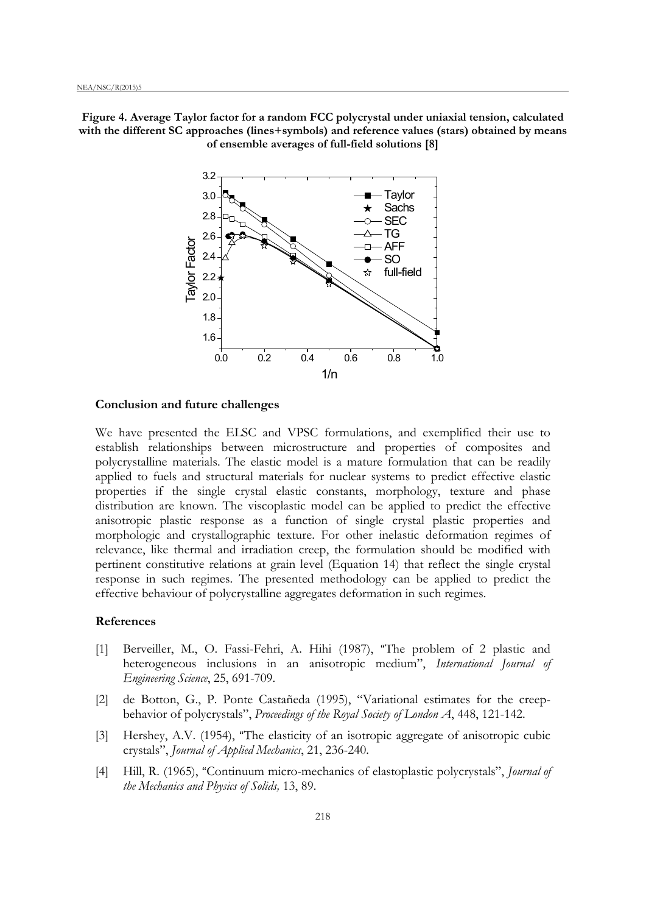**Figure 4. Average Taylor factor for a random FCC polycrystal under uniaxial tension, calculated with the different SC approaches (lines+symbols) and reference values (stars) obtained by means of ensemble averages of full-field solutions [8]**

### Conclusion and future challenges

We have presented the ELSC and VPSC formulations, and exemplified their use to establish relationships between microstructure and properties of composites and polycrystalline materials. The elastic model is a mature formulation that can be readily applied to fuels and structural materials for nuclear systems to predict effective elastic properties if the single crystal elastic constants, morphology, texture and phase distribution are known. The viscoplastic model can be applied to predict the effective anisotropic plastic response as a function of single crystal plastic properties and morphologic and crystallographic texture. For other inelastic deformation regimes of relevance, like thermal and irradiation creep, the formulation should be modified with pertinent constitutive relations at grain level (Equation 14) that reflect the single crystal response in such regimes. The presented methodology can be applied to predict the effective behaviour of polycrystalline aggregates deformation in such regimes.

### References

[1] Berveiller, M., O. Fassi-Fehri, A. Hihi (1987), "The problem of 2 plastic and heterogeneous inclusions in an anisotropic medium", *International Journal of Engineering Science*, 25, 691-709.

[2] de Botton, G., P. Ponte Castañeda (1995), "Variational estimates for the creep-behavior of polycrystals", *Proceedings of the Royal Society of London A*, 448, 121-142.

[3] Hershey, A.V. (1954), "The elasticity of an isotropic aggregate of anisotropic cubic crystals", *Journal of Applied Mechanics*, 21, 236-240.

[4] Hill, R. (1965), "Continuum micro-mechanics of elastoplastic polycrystals", *Journal of the Mechanics and Physics of Solids,* 13, 89.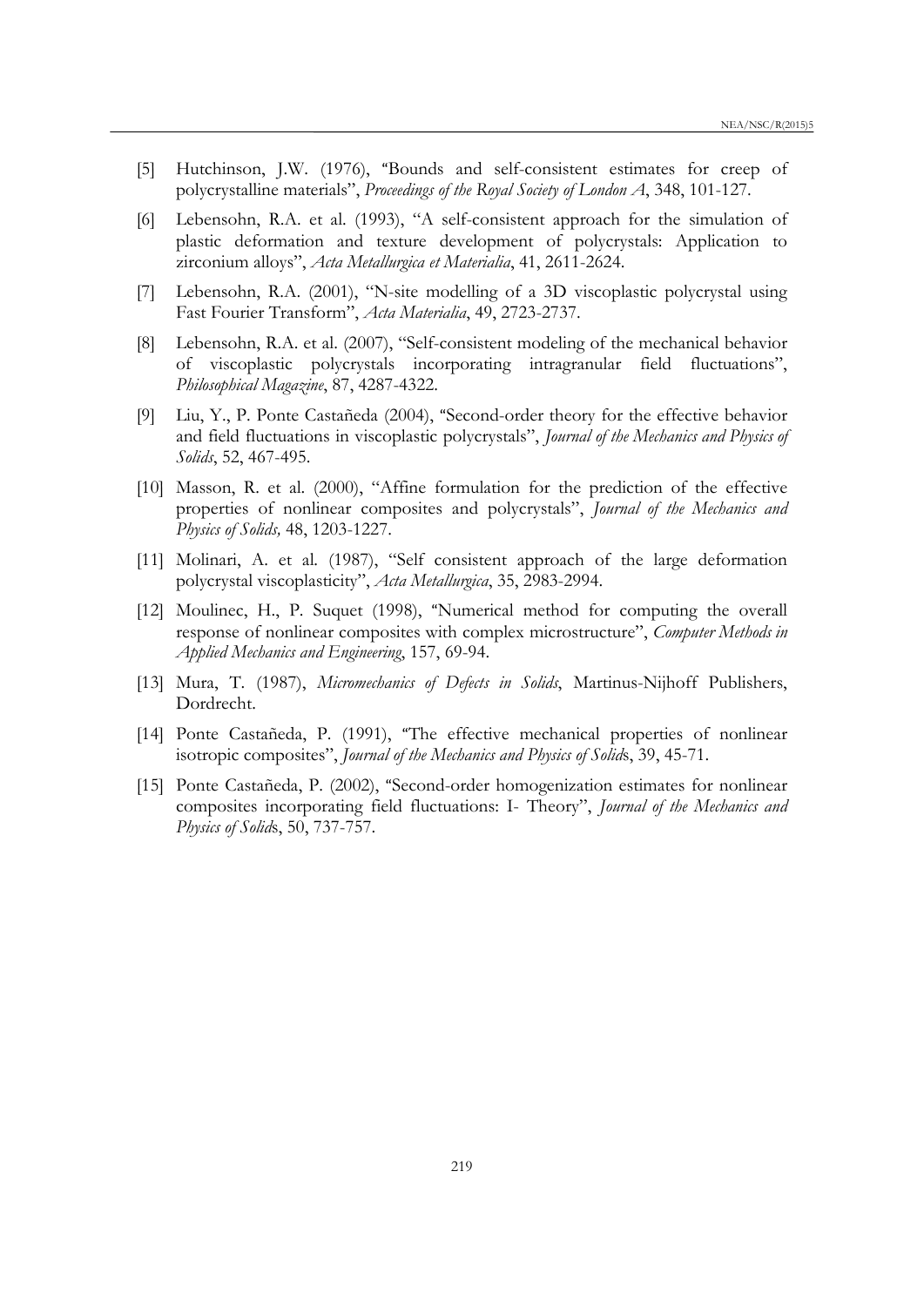[5] Hutchinson, J.W. (1976), "Bounds and self-consistent estimates for creep of polycrystalline materials", *Proceedings of the Royal Society of London A*, 348, 101-127.

[6] Lebensohn, R.A. et al. (1993), "A self-consistent approach for the simulation of plastic deformation and texture development of polycrystals: Application to zirconium alloys", *Acta Metallurgica et Materialia*, 41, 2611-2624.

[7] Lebensohn, R.A. (2001), "N-site modelling of a 3D viscoplastic polycrystal using Fast Fourier Transform", *Acta Materialia*, 49, 2723-2737.

[8] Lebensohn, R.A. et al. (2007), "Self-consistent modeling of the mechanical behavior of viscoplastic polycrystals incorporating intragranular field fluctuations", *Philosophical Magazine*, 87, 4287-4322.

[9] Liu, Y., P. Ponte Castañeda (2004), "Second-order theory for the effective behavior and field fluctuations in viscoplastic polycrystals", *Journal of the Mechanics and Physics of Solids*, 52, 467-495.

[10] Masson, R. et al. (2000), "Affine formulation for the prediction of the effective properties of nonlinear composites and polycrystals", *Journal of the Mechanics and Physics of Solids,* 48, 1203-1227.

[11] Molinari, A. et al. (1987), "Self consistent approach of the large deformation polycrystal viscoplasticity", *Acta Metallurgica*, 35, 2983-2994.

[12] Moulinec, H., P. Suquet (1998), "Numerical method for computing the overall response of nonlinear composites with complex microstructure", *Computer Methods in Applied Mechanics and Engineering*, 157, 69-94.

[13] Mura, T. (1987), *Micromechanics of Defects in Solids*, Martinus-Nijhoff Publishers, Dordrecht.

[14] Ponte Castañeda, P. (1991), "The effective mechanical properties of nonlinear isotropic composites", *Journal of the Mechanics and Physics of Solids*, 39, 45-71.

[15] Ponte Castañeda, P. (2002), "Second-order homogenization estimates for nonlinear composites incorporating field fluctuations: I- Theory", *Journal of the Mechanics and Physics of Solids*, 50, 737-757.